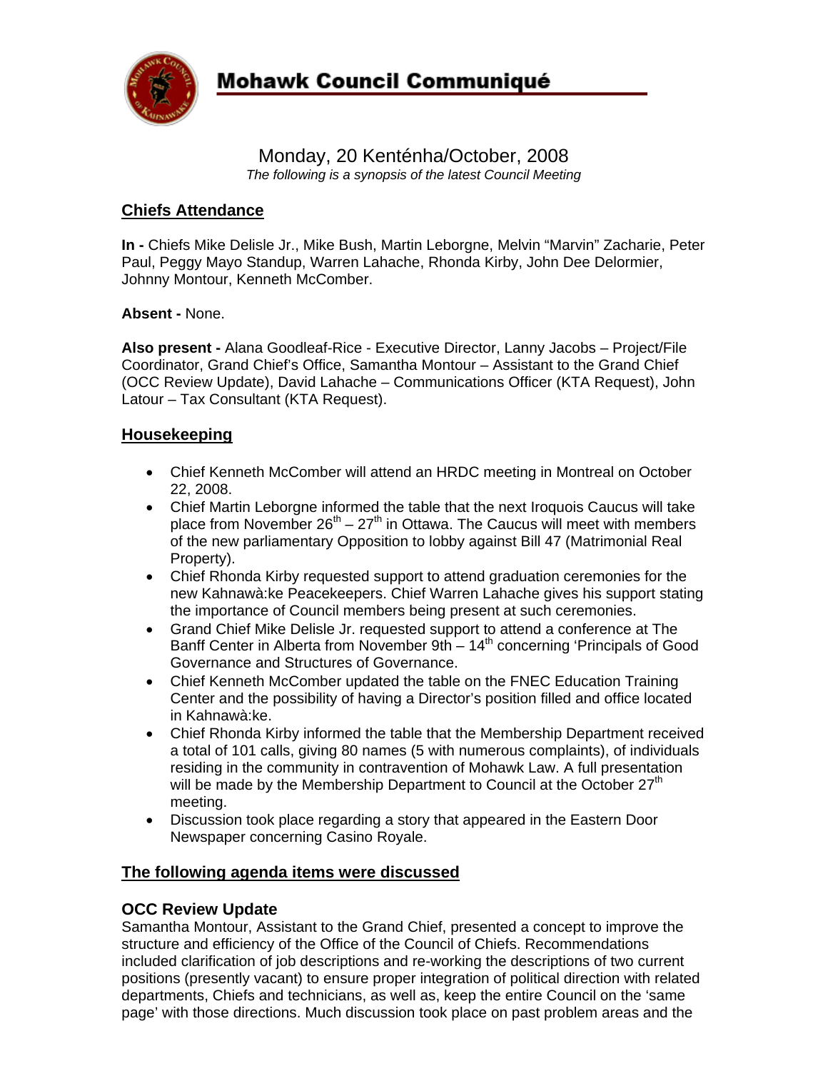# Mohawk Council Communiqué

Monday, 20 Kenténha/October, 2008

*The following is a synopsis of the latest Council Meeting*

## Chiefs Attendance

**In -** Chiefs Mike Delisle Jr., Mike Bush, Martin Leborgne, Melvin "Marvin" Zacharie, Peter Paul, Peggy Mayo Standup, Warren Lahache, Rhonda Kirby, John Dee Delormier, Johnny Montour, Kenneth McComber.

**Absent -** None.

**Also present -** Alana Goodleaf-Rice - Executive Director, Lanny Jacobs – Project/File Coordinator, Grand Chief's Office, Samantha Montour – Assistant to the Grand Chief (OCC Review Update), David Lahache – Communications Officer (KTA Request), John Latour – Tax Consultant (KTA Request).

## Housekeeping

- Chief Kenneth McComber will attend an HRDC meeting in Montreal on October 22, 2008.
- Chief Martin Leborgne informed the table that the next Iroquois Caucus will take place from November 26th – 27th in Ottawa. The Caucus will meet with members of the new parliamentary Opposition to lobby against Bill 47 (Matrimonial Real Property).
- Chief Rhonda Kirby requested support to attend graduation ceremonies for the new Kahnawà:ke Peacekeepers. Chief Warren Lahache gives his support stating the importance of Council members being present at such ceremonies.
- Grand Chief Mike Delisle Jr. requested support to attend a conference at The Banff Center in Alberta from November 9th – 14th concerning 'Principals of Good Governance and Structures of Governance.
- Chief Kenneth McComber updated the table on the FNEC Education Training Center and the possibility of having a Director's position filled and office located in Kahnawà:ke.
- Chief Rhonda Kirby informed the table that the Membership Department received a total of 101 calls, giving 80 names (5 with numerous complaints), of individuals residing in the community in contravention of Mohawk Law. A full presentation will be made by the Membership Department to Council at the October 27th meeting.
- Discussion took place regarding a story that appeared in the Eastern Door Newspaper concerning Casino Royale.

## The following agenda items were discussed

### OCC Review Update

Samantha Montour, Assistant to the Grand Chief, presented a concept to improve the structure and efficiency of the Office of the Council of Chiefs. Recommendations included clarification of job descriptions and re-working the descriptions of two current positions (presently vacant) to ensure proper integration of political direction with related departments, Chiefs and technicians, as well as, keep the entire Council on the 'same page' with those directions. Much discussion took place on past problem areas and the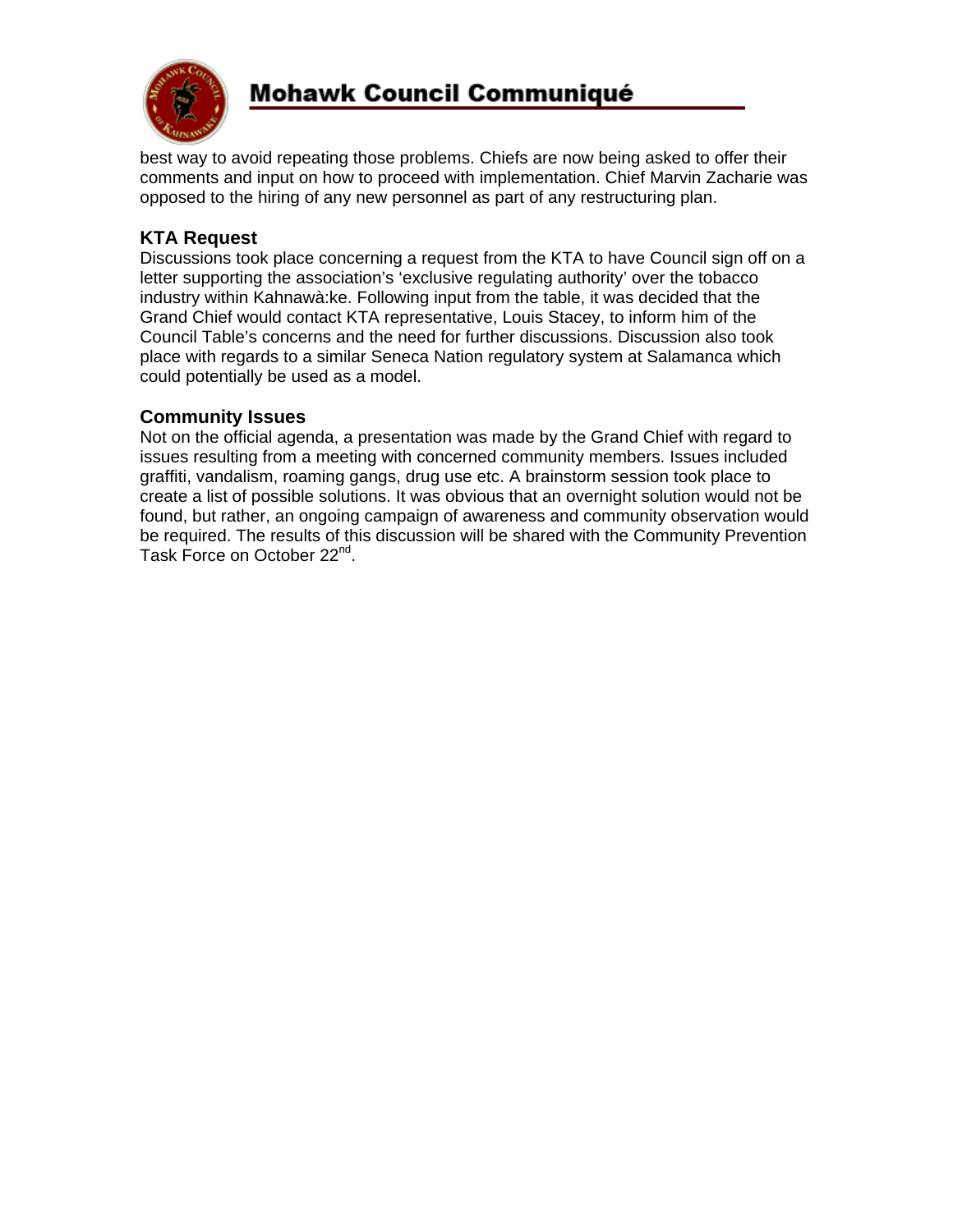best way to avoid repeating those problems. Chiefs are now being asked to offer their comments and input on how to proceed with implementation. Chief Marvin Zacharie was opposed to the hiring of any new personnel as part of any restructuring plan.

### KTA Request

Discussions took place concerning a request from the KTA to have Council sign off on a letter supporting the association's 'exclusive regulating authority' over the tobacco industry within Kahnawà:ke. Following input from the table, it was decided that the Grand Chief would contact KTA representative, Louis Stacey, to inform him of the Council Table's concerns and the need for further discussions. Discussion also took place with regards to a similar Seneca Nation regulatory system at Salamanca which could potentially be used as a model.

### Community Issues

Not on the official agenda, a presentation was made by the Grand Chief with regard to issues resulting from a meeting with concerned community members. Issues included graffiti, vandalism, roaming gangs, drug use etc. A brainstorm session took place to create a list of possible solutions. It was obvious that an overnight solution would not be found, but rather, an ongoing campaign of awareness and community observation would be required. The results of this discussion will be shared with the Community Prevention Task Force on October 22nd.